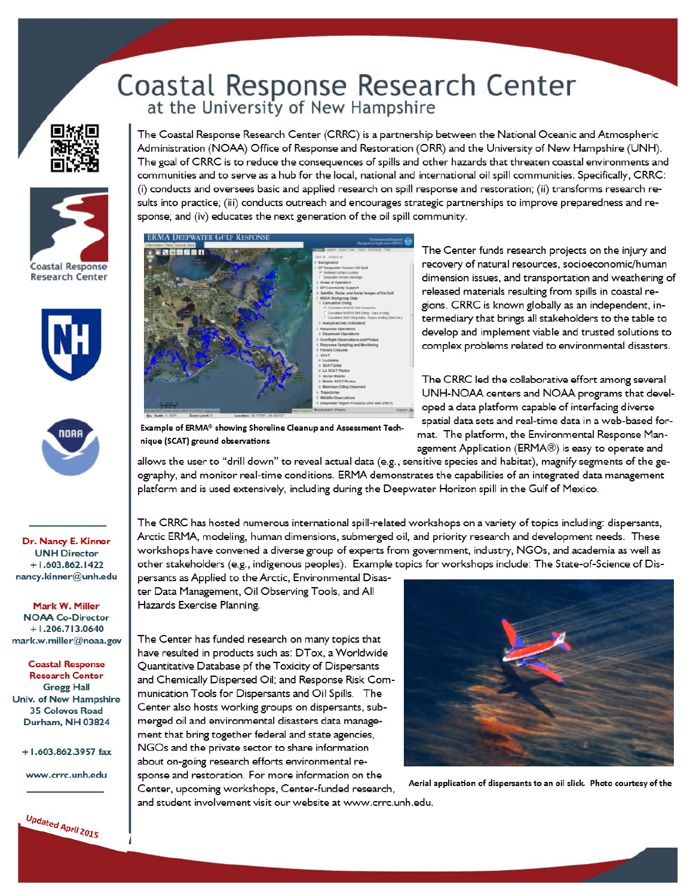# Coastal Response Research Center

## at the University of New Hampshire

The Coastal Response Research Center (CRRC) is a partnership between the National Oceanic and Atmospheric Administration (NOAA) Office of Response and Restoration (ORR) and the University of New Hampshire (UNH). The goal of CRRC is to reduce the consequences of spills and other hazards that threaten coastal environments and communities and to serve as a hub for the local, national and international oil spill communities. Specifically, CRRC: (i) conducts and oversees basic and applied research on spill response and restoration; (ii) transforms research results into practice; (iii) conducts outreach and encourages strategic partnerships to improve preparedness and response; and (iv) educates the next generation of the oil spill community.

Example of ERMA® showing Shoreline Cleanup and Assessment Technique (SCAT) ground observations

The Center funds research projects on the injury and recovery of natural resources, socioeconomic/human dimension issues, and transportation and weathering of released materials resulting from spills in coastal regions. CRRC is known globally as an independent, intermediary that brings all stakeholders to the table to develop and implement viable and trusted solutions to complex problems related to environmental disasters.

The CRRC led the collaborative effort among several UNH-NOAA centers and NOAA programs that developed a data platform capable of interfacing diverse spatial data sets and real-time data in a web-based format. The platform, the Environmental Response Management Application (ERMA®) is easy to operate and allows the user to "drill down" to reveal actual data (e.g., sensitive species and habitat), magnify segments of the geography, and monitor real-time conditions. ERMA demonstrates the capabilities of an integrated data management platform and is used extensively, including during the Deepwater Horizon spill in the Gulf of Mexico.

The CRRC has hosted numerous international spill-related workshops on a variety of topics including: dispersants, Arctic ERMA, modeling, human dimensions, submerged oil, and priority research and development needs. These workshops have convened a diverse group of experts from government, industry, NGOs, and academia as well as other stakeholders (e.g., indigenous peoples). Example topics for workshops include: The State-of-Science of Dispersants as Applied to the Arctic, Environmental Disaster Data Management, Oil Observing Tools, and All Hazards Exercise Planning.

The Center has funded research on many topics that have resulted in products such as: DTox, a Worldwide Quantitative Database pf the Toxicity of Dispersants and Chemically Dispersed Oil; and Response Risk Communication Tools for Dispersants and Oil Spills. The Center also hosts working groups on dispersants, submerged oil and environmental disasters data management that bring together federal and state agencies, NGOs and the private sector to share information about on-going research efforts environmental response and restoration. For more information on the Center, upcoming workshops, Center-funded research, and student involvement visit our website at www.crrc.unh.edu.

Aerial application of dispersants to an oil slick. Photo courtesy of the

---

**Dr. Nancy E. Kinner**
UNH Director
+1.603.862.1422
nancy.kinner@unh.edu

**Mark W. Miller**
NOAA Co-Director
+1.206.713.0640
mark.w.miller@noaa.gov

**Coastal Response Research Center**
Gregg Hall
Univ. of New Hampshire
35 Colovos Road
Durham, NH 03824

+1.603.862.3957 fax

www.crrc.unh.edu

Updated April 2015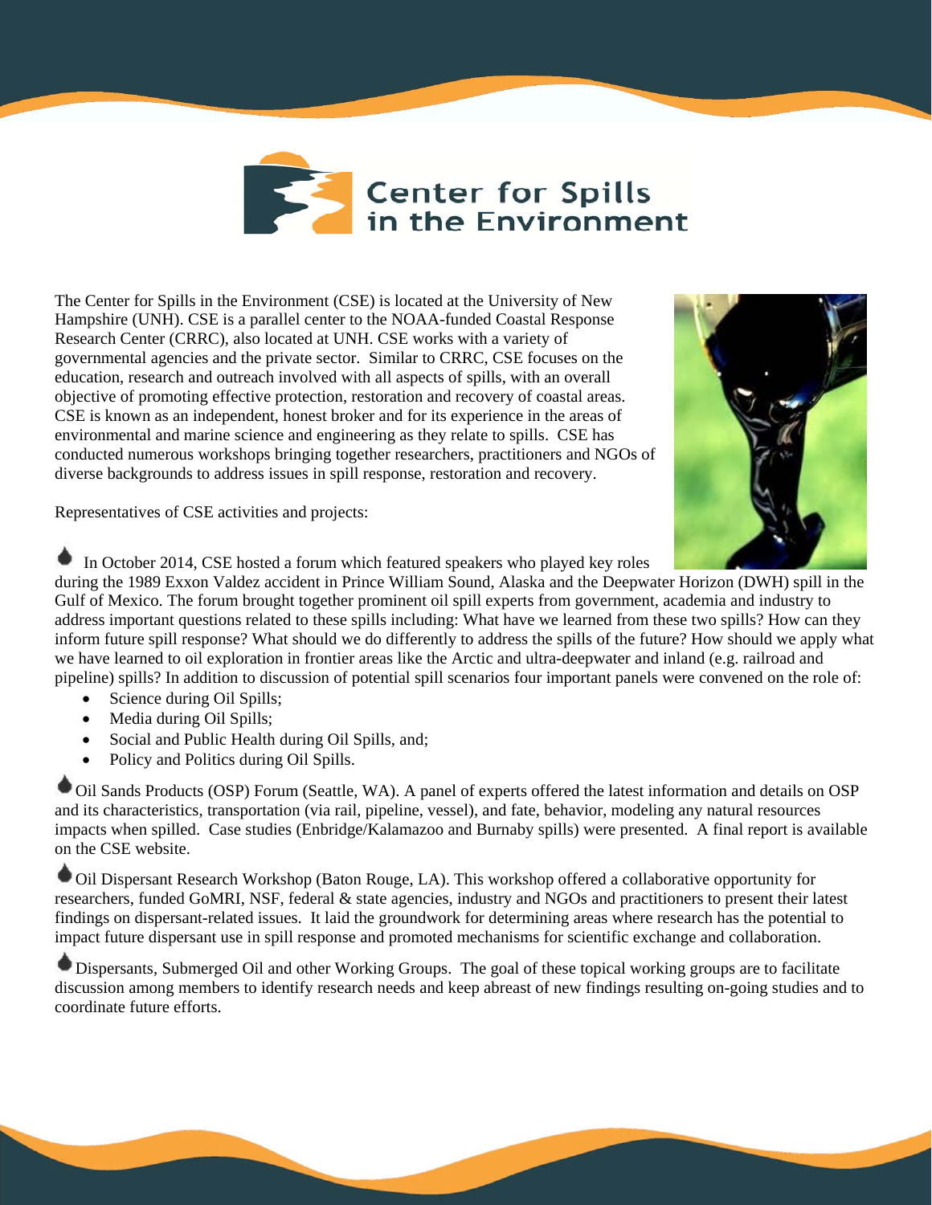# Center for Spills in the Environment

The Center for Spills in the Environment (CSE) is located at the University of New Hampshire (UNH). CSE is a parallel center to the NOAA-funded Coastal Response Research Center (CRRC), also located at UNH. CSE works with a variety of governmental agencies and the private sector. Similar to CRRC, CSE focuses on the education, research and outreach involved with all aspects of spills, with an overall objective of promoting effective protection, restoration and recovery of coastal areas. CSE is known as an independent, honest broker and for its experience in the areas of environmental and marine science and engineering as they relate to spills. CSE has conducted numerous workshops bringing together researchers, practitioners and NGOs of diverse backgrounds to address issues in spill response, restoration and recovery.

Representatives of CSE activities and projects:

In October 2014, CSE hosted a forum which featured speakers who played key roles during the 1989 Exxon Valdez accident in Prince William Sound, Alaska and the Deepwater Horizon (DWH) spill in the Gulf of Mexico. The forum brought together prominent oil spill experts from government, academia and industry to address important questions related to these spills including: What have we learned from these two spills? How can they inform future spill response? What should we do differently to address the spills of the future? How should we apply what we have learned to oil exploration in frontier areas like the Arctic and ultra-deepwater and inland (e.g. railroad and pipeline) spills? In addition to discussion of potential spill scenarios four important panels were convened on the role of:

- Science during Oil Spills;
- Media during Oil Spills;
- Social and Public Health during Oil Spills, and;
- Policy and Politics during Oil Spills.

Oil Sands Products (OSP) Forum (Seattle, WA). A panel of experts offered the latest information and details on OSP and its characteristics, transportation (via rail, pipeline, vessel), and fate, behavior, modeling any natural resources impacts when spilled. Case studies (Enbridge/Kalamazoo and Burnaby spills) were presented. A final report is available on the CSE website.

Oil Dispersant Research Workshop (Baton Rouge, LA). This workshop offered a collaborative opportunity for researchers, funded GoMRI, NSF, federal & state agencies, industry and NGOs and practitioners to present their latest findings on dispersant-related issues. It laid the groundwork for determining areas where research has the potential to impact future dispersant use in spill response and promoted mechanisms for scientific exchange and collaboration.

Dispersants, Submerged Oil and other Working Groups. The goal of these topical working groups are to facilitate discussion among members to identify research needs and keep abreast of new findings resulting on-going studies and to coordinate future efforts.